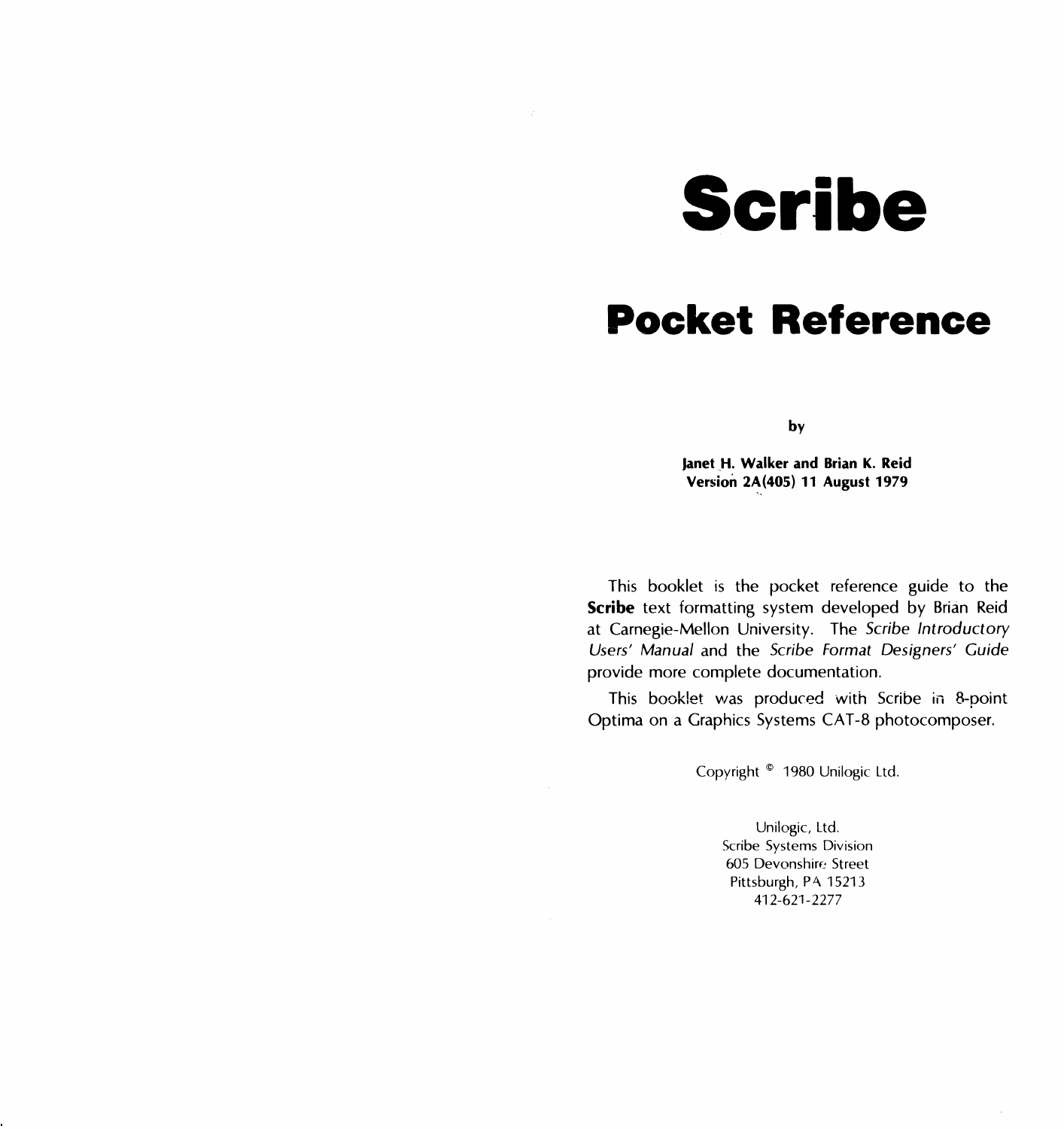# Scribe

## Pocket Reference

by

**Janet H. Walker and Brian K. Reid**
**Version 2A(405) 11 August 1979**

This booklet is the pocket reference guide to the **Scribe** text formatting system developed by Brian Reid at Carnegie-Mellon University. The *Scribe Introductory Users' Manual* and the *Scribe Format Designers' Guide* provide more complete documentation.

This booklet was produced with Scribe in 8-point Optima on a Graphics Systems CAT-8 photocomposer.

Copyright © 1980 Unilogic Ltd.

Unilogic, Ltd.
Scribe Systems Division
605 Devonshire Street
Pittsburgh, PA 15213
412-621-2277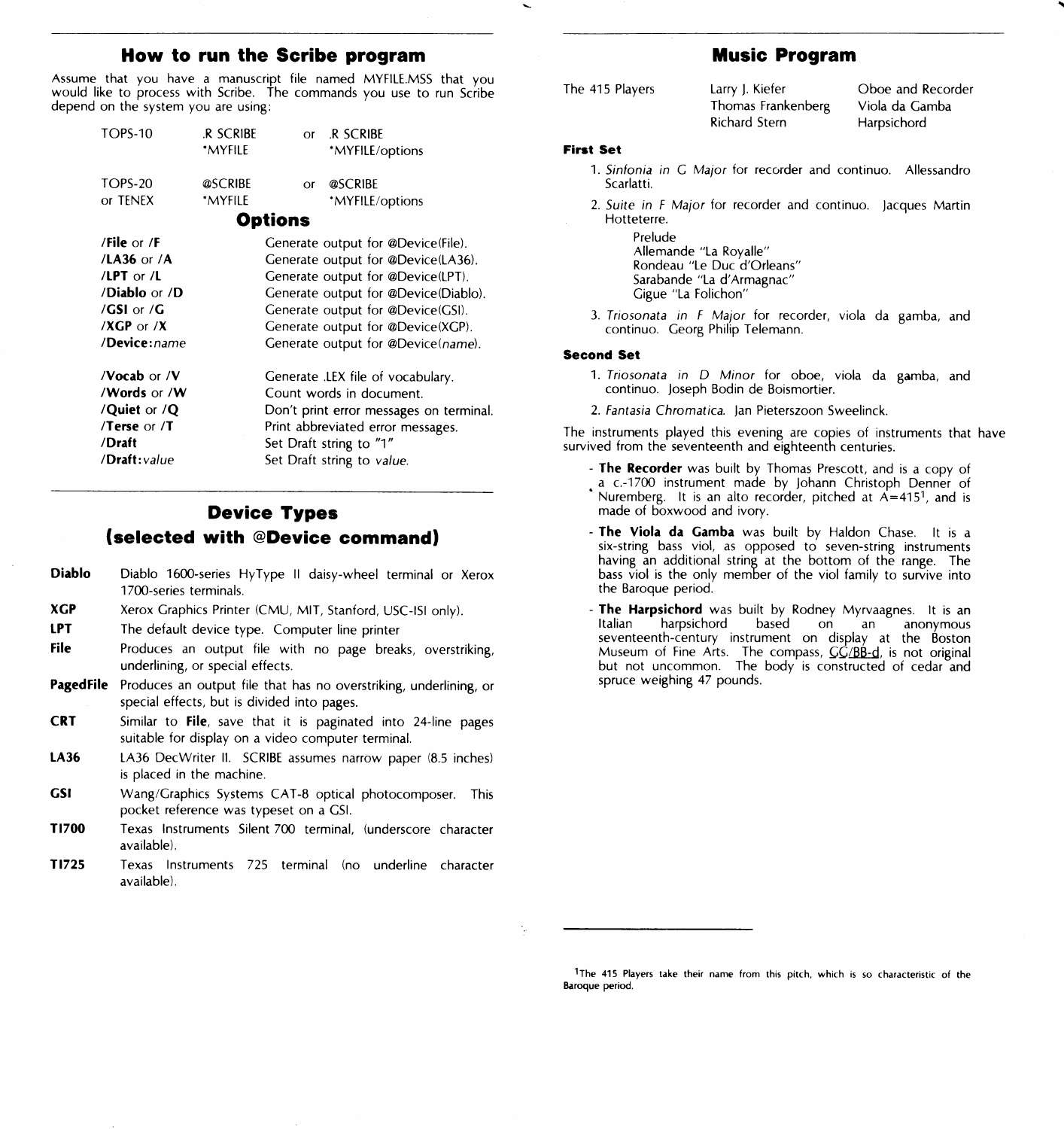## How to run the Scribe program

Assume that you have a manuscript file named MYFILE.MSS that you would like to process with Scribe. The commands you use to run Scribe depend on the system you are using:

| | | | |
|---|---|---|---|
| TOPS-10 | .R SCRIBE<br>*MYFILE | or | .R SCRIBE<br>*MYFILE/options |
| TOPS-20<br>or TENEX | @SCRIBE<br>*MYFILE | or | @SCRIBE<br>*MYFILE/options |

### Options

| | |
|---|---|
| **/File** or **/F** | Generate output for @Device(File). |
| **/LA36** or **/A** | Generate output for @Device(LA36). |
| **/LPT** or **/L** | Generate output for @Device(LPT). |
| **/Diablo** or **/D** | Generate output for @Device(Diablo). |
| **/GSI** or **/G** | Generate output for @Device(GSI). |
| **/XGP** or **/X** | Generate output for @Device(XGP). |
| **/Device:***name* | Generate output for @Device(*name*). |
| **/Vocab** or **/V** | Generate .LEX file of vocabulary. |
| **/Words** or **/W** | Count words in document. |
| **/Quiet** or **/Q** | Don't print error messages on terminal. |
| **/Terse** or **/T** | Print abbreviated error messages. |
| **/Draft** | Set Draft string to "1" |
| **/Draft:***value* | Set Draft string to *value*. |

## Device Types (selected with @Device command)

**Diablo** Diablo 1600-series HyType II daisy-wheel terminal or Xerox 1700-series terminals.

**XGP** Xerox Graphics Printer (CMU, MIT, Stanford, USC-ISI only).

**LPT** The default device type. Computer line printer

**File** Produces an output file with no page breaks, overstriking, underlining, or special effects.

**PagedFile** Produces an output file that has no overstriking, underlining, or special effects, but is divided into pages.

**CRT** Similar to **File**, save that it is paginated into 24-line pages suitable for display on a video computer terminal.

**LA36** LA36 DecWriter II. SCRIBE assumes narrow paper (8.5 inches) is placed in the machine.

**GSI** Wang/Graphics Systems CAT-8 optical photocomposer. This pocket reference was typeset on a GSI.

**TI700** Texas Instruments Silent 700 terminal, (underscore character available).

**TI725** Texas Instruments 725 terminal (no underline character available).

## Music Program

| The 415 Players | Larry J. Kiefer | Oboe and Recorder |
|---|---|---|
| | Thomas Frankenberg | Viola da Gamba |
| | Richard Stern | Harpsichord |

### First Set

1. *Sinfonia in G Major* for recorder and continuo. Allessandro Scarlatti.
2. *Suite in F Major* for recorder and continuo. Jacques Martin Hotteterre.

   Prelude
   Allemande "La Royalle"
   Rondeau "Le Duc d'Orleans"
   Sarabande "La d'Armagnac"
   Gigue "La Folichon"

3. *Triosonata in F Major* for recorder, viola da gamba, and continuo. Georg Philip Telemann.

### Second Set

1. *Triosonata in D Minor* for oboe, viola da gamba, and continuo. Joseph Bodin de Boismortier.
2. *Fantasia Chromatica.* Jan Pieterszoon Sweelinck.

The instruments played this evening are copies of instruments that have survived from the seventeenth and eighteenth centuries.

- **The Recorder** was built by Thomas Prescott, and is a copy of a c.-1700 instrument made by Johann Christoph Denner of Nuremberg. It is an alto recorder, pitched at A=415[1], and is made of boxwood and ivory.
- **The Viola da Gamba** was built by Haldon Chase. It is a six-string bass viol, as opposed to seven-string instruments having an additional string at the bottom of the range. The bass viol is the only member of the viol family to survive into the Baroque period.
- **The Harpsichord** was built by Rodney Myrvaagnes. It is an Italian harpsichord based on an anonymous seventeenth-century instrument on display at the Boston Museum of Fine Arts. The compass, GG/BB-d, is not original but not uncommon. The body is constructed of cedar and spruce weighing 47 pounds.

---

[1]The 415 Players take their name from this pitch, which is so characteristic of the Baroque period.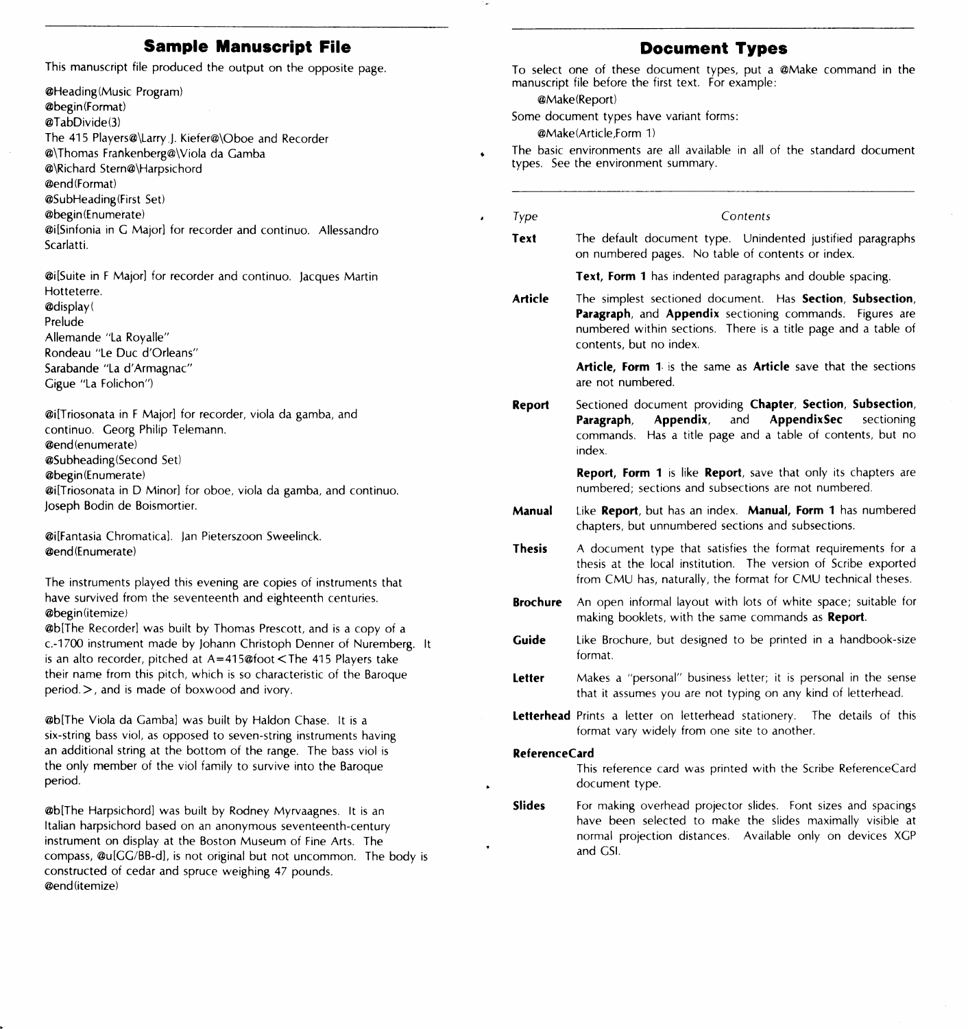## Sample Manuscript File

This manuscript file produced the output on the opposite page.

```
@Heading(Music Program)
@begin(Format)
@TabDivide(3)
The 415 Players@\Larry J. Kiefer@\Oboe and Recorder
@\Thomas Frankenberg@\Viola da Gamba
@\Richard Stern@\Harpsichord
@end(Format)
@SubHeading(First Set)
@begin(Enumerate)
@i[Sinfonia in G Major] for recorder and continuo. Allessandro
Scarlatti.

@i[Suite in F Major] for recorder and continuo. Jacques Martin
Hotteterre.
@display(
Prelude
Allemande "La Royalle"
Rondeau "Le Duc d'Orleans"
Sarabande "La d'Armagnac"
Gigue "La Folichon")

@i[Triosonata in F Major] for recorder, viola da gamba, and
continuo. Georg Philip Telemann.
@end(enumerate)
@Subheading(Second Set)
@begin(Enumerate)
@i[Triosonata in D Minor] for oboe, viola da gamba, and continuo.
Joseph Bodin de Boismortier.

@i[Fantasia Chromatica]. Jan Pieterszoon Sweelinck.
@end(Enumerate)

The instruments played this evening are copies of instruments that
have survived from the seventeenth and eighteenth centuries.
@begin(itemize)
@b[The Recorder] was built by Thomas Prescott, and is a copy of a
c.-1700 instrument made by Johann Christoph Denner of Nuremberg. It
is an alto recorder, pitched at A=415@foot<The 415 Players take
their name from this pitch, which is so characteristic of the Baroque
period.>, and is made of boxwood and ivory.

@b[The Viola da Gamba] was built by Haldon Chase. It is a
six-string bass viol, as opposed to seven-string instruments having
an additional string at the bottom of the range. The bass viol is
the only member of the viol family to survive into the Baroque
period.

@b[The Harpsichord] was built by Rodney Myrvaagnes. It is an
Italian harpsichord based on an anonymous seventeenth-century
instrument on display at the Boston Museum of Fine Arts. The
compass, @u[GG/BB-d], is not original but not uncommon. The body is
constructed of cedar and spruce weighing 47 pounds.
@end(itemize)
```

## Document Types

To select one of these document types, put a @Make command in the manuscript file before the first text. For example:

@Make(Report)

Some document types have variant forms:

@Make(Article,Form 1)

The basic environments are all available in all of the standard document types. See the environment summary.

| *Type* | *Contents* |
| --- | --- |
| **Text** | The default document type. Unindented justified paragraphs on numbered pages. No table of contents or index.<br><br>**Text, Form 1** has indented paragraphs and double spacing. |
| **Article** | The simplest sectioned document. Has **Section**, **Subsection**, **Paragraph**, and **Appendix** sectioning commands. Figures are numbered within sections. There is a title page and a table of contents, but no index.<br><br>**Article, Form 1** is the same as **Article** save that the sections are not numbered. |
| **Report** | Sectioned document providing **Chapter**, **Section**, **Subsection**, **Paragraph**, **Appendix**, and **AppendixSec** sectioning commands. Has a title page and a table of contents, but no index.<br><br>**Report, Form 1** is like **Report**, save that only its chapters are numbered; sections and subsections are not numbered. |
| **Manual** | Like **Report**, but has an index. **Manual, Form 1** has numbered chapters, but unnumbered sections and subsections. |
| **Thesis** | A document type that satisfies the format requirements for a thesis at the local institution. The version of Scribe exported from CMU has, naturally, the format for CMU technical theses. |
| **Brochure** | An open informal layout with lots of white space; suitable for making booklets, with the same commands as **Report**. |
| **Guide** | Like Brochure, but designed to be printed in a handbook-size format. |
| **Letter** | Makes a "personal" business letter; it is personal in the sense that it assumes you are not typing on any kind of letterhead. |
| **Letterhead** | Prints a letter on letterhead stationery. The details of this format vary widely from one site to another. |
| **ReferenceCard** | This reference card was printed with the Scribe ReferenceCard document type. |
| **Slides** | For making overhead projector slides. Font sizes and spacings have been selected to make the slides maximally visible at normal projection distances. Available only on devices XGP and GSI. |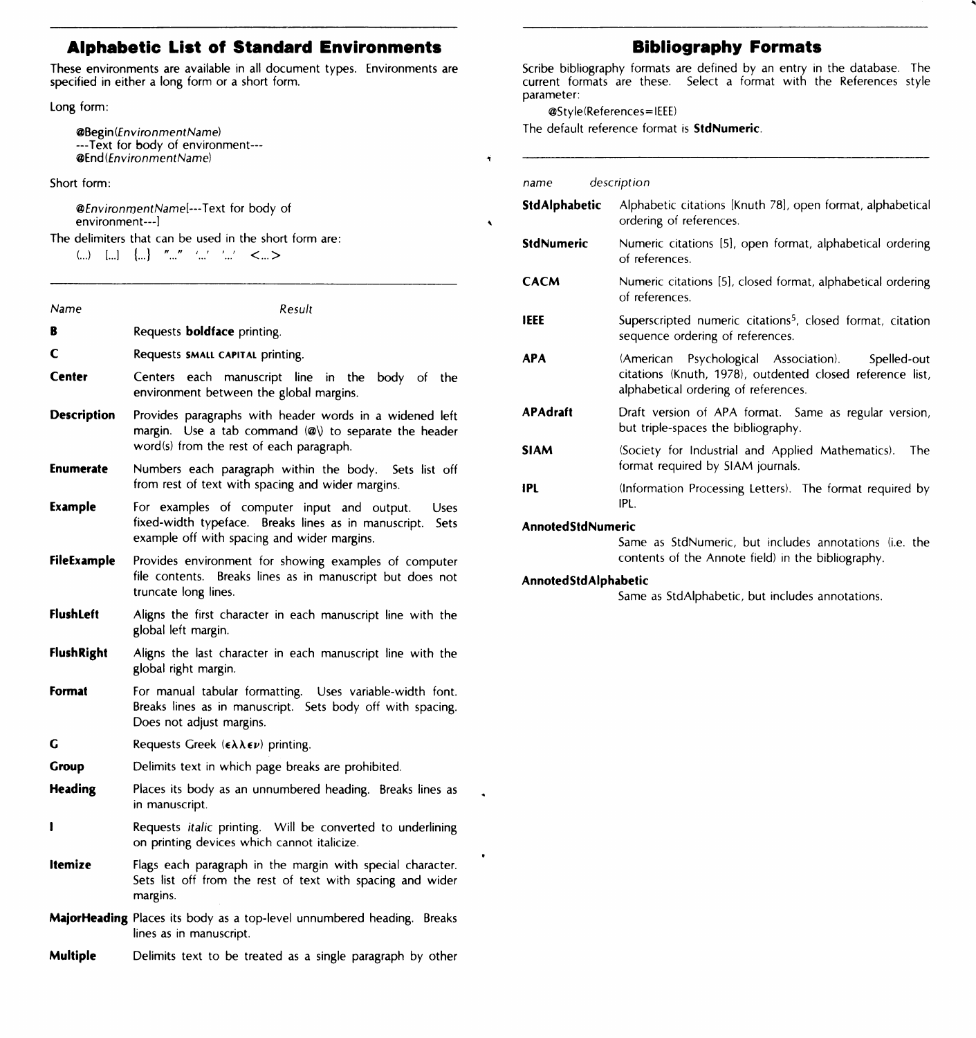## Alphabetic List of Standard Environments

These environments are available in all document types. Environments are specified in either a long form or a short form.

Long form:

```
@Begin(EnvironmentName)
---Text for body of environment---
@End(EnvironmentName)
```

Short form:

```
@EnvironmentName[---Text for body of
environment---]
```

The delimiters that can be used in the short form are:

(...) [...] {...} "..." '...' '...' <...>

| *Name* | *Result* |
|---|---|
| **B** | Requests **boldface** printing. |
| **C** | Requests SMALL CAPITAL printing. |
| **Center** | Centers each manuscript line in the body of the environment between the global margins. |
| **Description** | Provides paragraphs with header words in a widened left margin. Use a tab command (@\) to separate the header word(s) from the rest of each paragraph. |
| **Enumerate** | Numbers each paragraph within the body. Sets list off from rest of text with spacing and wider margins. |
| **Example** | For examples of computer input and output. Uses fixed-width typeface. Breaks lines as in manuscript. Sets example off with spacing and wider margins. |
| **FileExample** | Provides environment for showing examples of computer file contents. Breaks lines as in manuscript but does not truncate long lines. |
| **FlushLeft** | Aligns the first character in each manuscript line with the global left margin. |
| **FlushRight** | Aligns the last character in each manuscript line with the global right margin. |
| **Format** | For manual tabular formatting. Uses variable-width font. Breaks lines as in manuscript. Sets body off with spacing. Does not adjust margins. |
| **G** | Requests Greek (ελλεν) printing. |
| **Group** | Delimits text in which page breaks are prohibited. |
| **Heading** | Places its body as an unnumbered heading. Breaks lines as in manuscript. |
| **I** | Requests *italic* printing. Will be converted to underlining on printing devices which cannot italicize. |
| **Itemize** | Flags each paragraph in the margin with special character. Sets list off from the rest of text with spacing and wider margins. |
| **MajorHeading** | Places its body as a top-level unnumbered heading. Breaks lines as in manuscript. |
| **Multiple** | Delimits text to be treated as a single paragraph by other |

## Bibliography Formats

Scribe bibliography formats are defined by an entry in the database. The current formats are these. Select a format with the References style parameter:

```
@Style(References=IEEE)
```

The default reference format is **StdNumeric**.

| *name* | *description* |
|---|---|
| **StdAlphabetic** | Alphabetic citations [Knuth 78], open format, alphabetical ordering of references. |
| **StdNumeric** | Numeric citations [5], open format, alphabetical ordering of references. |
| **CACM** | Numeric citations [5], closed format, alphabetical ordering of references. |
| **IEEE** | Superscripted numeric citations[5], closed format, citation sequence ordering of references. |
| **APA** | (American Psychological Association). Spelled-out citations (Knuth, 1978), outdented closed reference list, alphabetical ordering of references. |
| **APAdraft** | Draft version of APA format. Same as regular version, but triple-spaces the bibliography. |
| **SIAM** | (Society for Industrial and Applied Mathematics). The format required by SIAM journals. |
| **IPL** | (Information Processing Letters). The format required by IPL. |
| **AnnotedStdNumeric** | Same as StdNumeric, but includes annotations (i.e. the contents of the Annote field) in the bibliography. |
| **AnnotedStdAlphabetic** | Same as StdAlphabetic, but includes annotations. |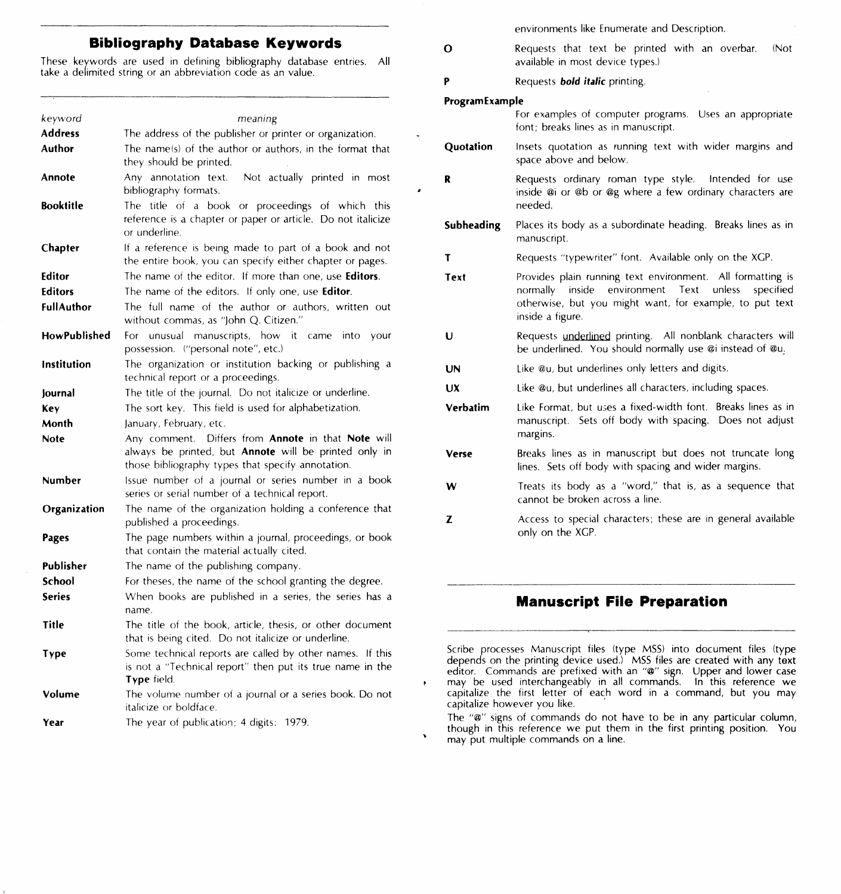## Bibliography Database Keywords

These keywords are used in defining bibliography database entries. All take a delimited string or an abbreviation code as an value.

| *keyword* | *meaning* |
|---|---|
| **Address** | The address of the publisher or printer or organization. |
| **Author** | The name(s) of the author or authors, in the format that they should be printed. |
| **Annote** | Any annotation text. Not actually printed in most bibliography formats. |
| **Booktitle** | The title of a book or proceedings of which this reference is a chapter or paper or article. Do not italicize or underline. |
| **Chapter** | If a reference is being made to part of a book and not the entire book, you can specify either chapter or pages. |
| **Editor** | The name of the editor. If more than one, use **Editors**. |
| **Editors** | The name of the editors. If only one, use **Editor**. |
| **FullAuthor** | The full name of the author or authors, written out without commas, as "John Q. Citizen." |
| **HowPublished** | For unusual manuscripts, how it came into your possession. ("personal note", etc.) |
| **Institution** | The organization or institution backing or publishing a technical report or a proceedings. |
| **Journal** | The title of the journal. Do not italicize or underline. |
| **Key** | The sort key. This field is used for alphabetization. |
| **Month** | January, February, etc. |
| **Note** | Any comment. Differs from **Annote** in that **Note** will always be printed, but **Annote** will be printed only in those bibliography types that specify annotation. |
| **Number** | Issue number of a journal or series number in a book series or serial number of a technical report. |
| **Organization** | The name of the organization holding a conference that published a proceedings. |
| **Pages** | The page numbers within a journal, proceedings, or book that contain the material actually cited. |
| **Publisher** | The name of the publishing company. |
| **School** | For theses, the name of the school granting the degree. |
| **Series** | When books are published in a series, the series has a name. |
| **Title** | The title of the book, article, thesis, or other document that is being cited. Do not italicize or underline. |
| **Type** | Some technical reports are called by other names. If this is not a "Technical report" then put its true name in the **Type** field. |
| **Volume** | The volume number of a journal or a series book. Do not italicize or boldface. |
| **Year** | The year of publication; 4 digits: 1979. |

environments like Enumerate and Description.

| | |
|---|---|
| **O** | Requests that text be printed with an overbar. (Not available in most device types.) |
| **P** | Requests ***bold italic*** printing. |
| **ProgramExample** | For examples of computer programs. Uses an appropriate font; breaks lines as in manuscript. |
| **Quotation** | Insets quotation as running text with wider margins and space above and below. |
| **R** | Requests ordinary roman type style. Intended for use inside @i or @b or @g where a few ordinary characters are needed. |
| **Subheading** | Places its body as a subordinate heading. Breaks lines as in manuscript. |
| **T** | Requests "typewriter" font. Available only on the XGP. |
| **Text** | Provides plain running text environment. All formatting is normally inside environment Text unless specified otherwise, but you might want, for example, to put text inside a figure. |
| **U** | Requests <u>underlined</u> printing. All nonblank characters will be underlined. You should normally use @i instead of @u. |
| **UN** | Like @u, but underlines only letters and digits. |
| **UX** | Like @u, but underlines all characters, including spaces. |
| **Verbatim** | Like Format, but uses a fixed-width font. Breaks lines as in manuscript. Sets off body with spacing. Does not adjust margins. |
| **Verse** | Breaks lines as in manuscript but does not truncate long lines. Sets off body with spacing and wider margins. |
| **W** | Treats its body as a "word," that is, as a sequence that cannot be broken across a line. |
| **Z** | Access to special characters; these are in general available only on the XGP. |

## Manuscript File Preparation

Scribe processes Manuscript files (type MSS) into document files (type depends on the printing device used.) MSS files are created with any text editor. Commands are prefixed with an "@" sign. Upper and lower case may be used interchangeably in all commands. In this reference we capitalize the first letter of each word in a command, but you may capitalize however you like.

The "@" signs of commands do not have to be in any particular column, though in this reference we put them in the first printing position. You may put multiple commands on a line.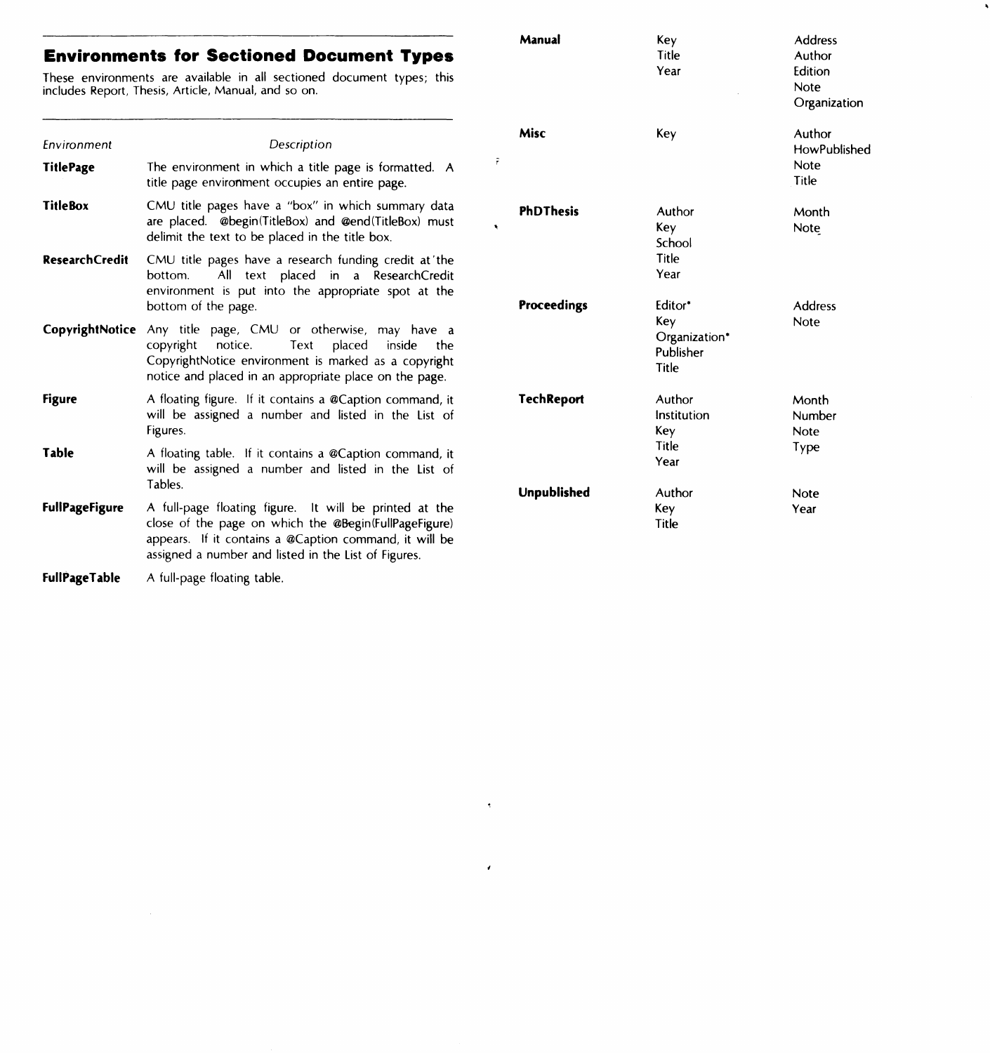## Environments for Sectioned Document Types

These environments are available in all sectioned document types; this includes Report, Thesis, Article, Manual, and so on.

| *Environment* | *Description* |
|---|---|
| **TitlePage** | The environment in which a title page is formatted. A title page environment occupies an entire page. |
| **TitleBox** | CMU title pages have a "box" in which summary data are placed. @begin(TitleBox) and @end(TitleBox) must delimit the text to be placed in the title box. |
| **ResearchCredit** | CMU title pages have a research funding credit at the bottom. All text placed in a ResearchCredit environment is put into the appropriate spot at the bottom of the page. |
| **CopyrightNotice** | Any title page, CMU or otherwise, may have a copyright notice. Text placed inside the CopyrightNotice environment is marked as a copyright notice and placed in an appropriate place on the page. |
| **Figure** | A floating figure. If it contains a @Caption command, it will be assigned a number and listed in the List of Figures. |
| **Table** | A floating table. If it contains a @Caption command, it will be assigned a number and listed in the List of Tables. |
| **FullPageFigure** | A full-page floating figure. It will be printed at the close of the page on which the @Begin(FullPageFigure) appears. If it contains a @Caption command, it will be assigned a number and listed in the List of Figures. |
| **FullPageTable** | A full-page floating table. |

| | | |
|---|---|---|
| **Manual** | Key<br>Title<br>Year | Address<br>Author<br>Edition<br>Note<br>Organization |
| **Misc** | Key | Author<br>HowPublished<br>Note<br>Title |
| **PhDThesis** | Author<br>Key<br>School<br>Title<br>Year | Month<br>Note |
| **Proceedings** | Editor*<br>Key<br>Organization*<br>Publisher<br>Title | Address<br>Note |
| **TechReport** | Author<br>Institution<br>Key<br>Title<br>Year | Month<br>Number<br>Note<br>Type |
| **Unpublished** | Author<br>Key<br>Title | Note<br>Year |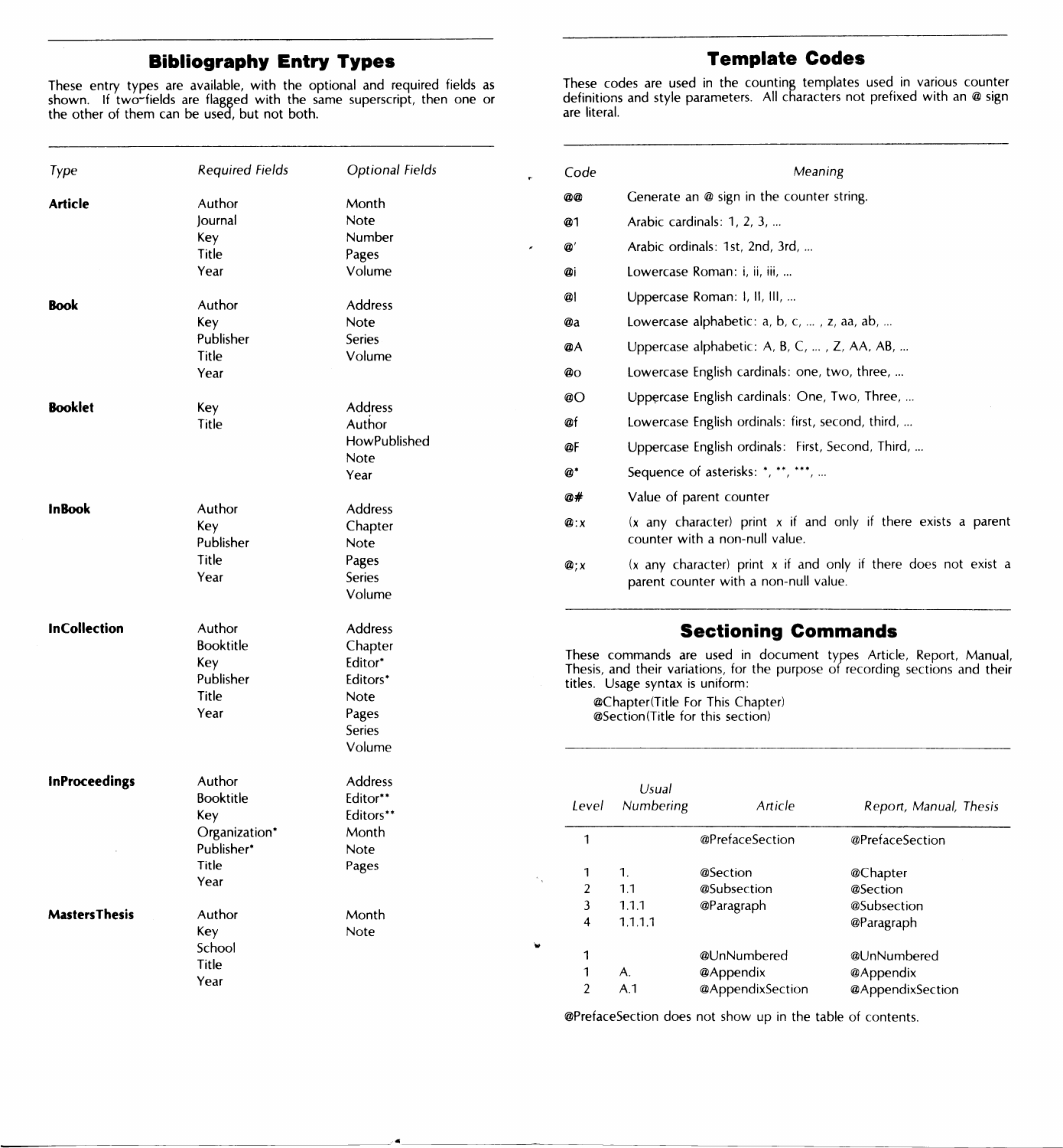## Bibliography Entry Types

These entry types are available, with the optional and required fields as shown. If two fields are flagged with the same superscript, then one or the other of them can be used, but not both.

| *Type* | *Required Fields* | *Optional Fields* |
|---|---|---|
| **Article** | Author<br>Journal<br>Key<br>Title<br>Year | Month<br>Note<br>Number<br>Pages<br>Volume |
| **Book** | Author<br>Key<br>Publisher<br>Title<br>Year | Address<br>Note<br>Series<br>Volume |
| **Booklet** | Key<br>Title | Address<br>Author<br>HowPublished<br>Note<br>Year |
| **InBook** | Author<br>Key<br>Publisher<br>Title<br>Year | Address<br>Chapter<br>Note<br>Pages<br>Series<br>Volume |
| **InCollection** | Author<br>Booktitle<br>Key<br>Publisher<br>Title<br>Year | Address<br>Chapter<br>Editor*<br>Editors*<br>Note<br>Pages<br>Series<br>Volume |
| **InProceedings** | Author<br>Booktitle<br>Key<br>Organization*<br>Publisher*<br>Title<br>Year | Address<br>Editor**<br>Editors**<br>Month<br>Note<br>Pages |
| **MastersThesis** | Author<br>Key<br>School<br>Title<br>Year | Month<br>Note |

## Template Codes

These codes are used in the counting templates used in various counter definitions and style parameters. All characters not prefixed with an @ sign are literal.

| *Code* | *Meaning* |
|---|---|
| @@ | Generate an @ sign in the counter string. |
| @1 | Arabic cardinals: 1, 2, 3, ... |
| @' | Arabic ordinals: 1st, 2nd, 3rd, ... |
| @i | Lowercase Roman: i, ii, iii, ... |
| @I | Uppercase Roman: I, II, III, ... |
| @a | Lowercase alphabetic: a, b, c, ... , z, aa, ab, ... |
| @A | Uppercase alphabetic: A, B, C, ... , Z, AA, AB, ... |
| @o | Lowercase English cardinals: one, two, three, ... |
| @O | Uppercase English cardinals: One, Two, Three, ... |
| @f | Lowercase English ordinals: first, second, third, ... |
| @F | Uppercase English ordinals: First, Second, Third, ... |
| @* | Sequence of asterisks: *, **, ***, ... |
| @# | Value of parent counter |
| @:x | (x any character) print x if and only if there exists a parent counter with a non-null value. |
| @;x | (x any character) print x if and only if there does not exist a parent counter with a non-null value. |

## Sectioning Commands

These commands are used in document types Article, Report, Manual, Thesis, and their variations, for the purpose of recording sections and their titles. Usage syntax is uniform:

```
@Chapter(Title For This Chapter)
@Section(Title for this section)
```

| *Level* | *Usual Numbering* | *Article* | *Report, Manual, Thesis* |
|---|---|---|---|
| 1 | | @PrefaceSection | @PrefaceSection |
| 1 | 1. | @Section | @Chapter |
| 2 | 1.1 | @Subsection | @Section |
| 3 | 1.1.1 | @Paragraph | @Subsection |
| 4 | 1.1.1.1 | | @Paragraph |
| 1 | | @UnNumbered | @UnNumbered |
| 1 | A. | @Appendix | @Appendix |
| 2 | A.1 | @AppendixSection | @AppendixSection |

@PrefaceSection does not show up in the table of contents.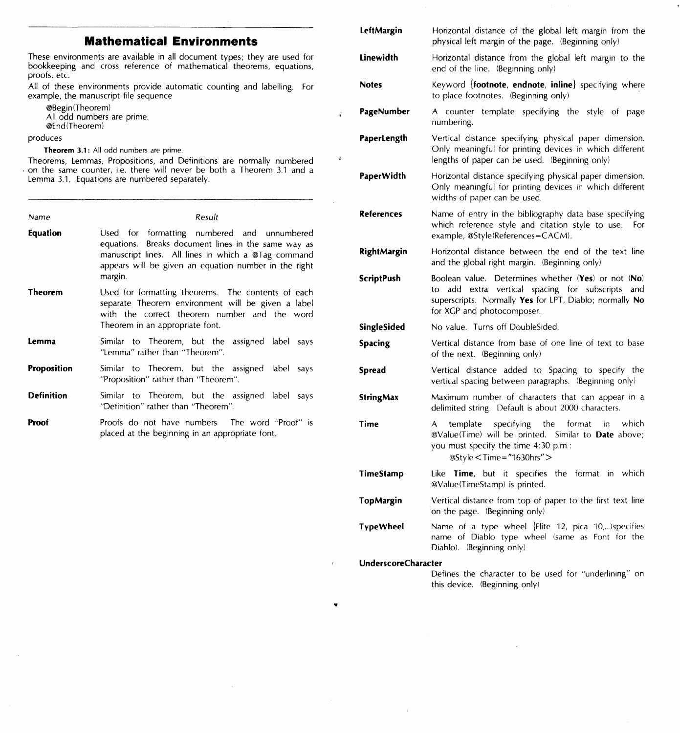## Mathematical Environments

These environments are available in all document types; they are used for bookkeeping and cross reference of mathematical theorems, equations, proofs, etc.

All of these environments provide automatic counting and labelling. For example, the manuscript file sequence

```
@Begin(Theorem)
All odd numbers are prime.
@End(Theorem)
```

produces

**Theorem 3.1:** All odd numbers are prime.

Theorems, Lemmas, Propositions, and Definitions are normally numbered on the same counter, i.e. there will never be both a Theorem 3.1 and a Lemma 3.1. Equations are numbered separately.

| *Name* | *Result* |
|---|---|
| **Equation** | Used for formatting numbered and unnumbered equations. Breaks document lines in the same way as manuscript lines. All lines in which a @Tag command appears will be given an equation number in the right margin. |
| **Theorem** | Used for formatting theorems. The contents of each separate Theorem environment will be given a label with the correct theorem number and the word Theorem in an appropriate font. |
| **Lemma** | Similar to Theorem, but the assigned label says "Lemma" rather than "Theorem". |
| **Proposition** | Similar to Theorem, but the assigned label says "Proposition" rather than "Theorem". |
| **Definition** | Similar to Theorem, but the assigned label says "Definition" rather than "Theorem". |
| **Proof** | Proofs do not have numbers. The word "Proof" is placed at the beginning in an appropriate font. |

| | |
|---|---|
| **LeftMargin** | Horizontal distance of the global left margin from the physical left margin of the page. (Beginning only) |
| **Linewidth** | Horizontal distance from the global left margin to the end of the line. (Beginning only) |
| **Notes** | Keyword {**footnote**, **endnote**, **inline**} specifying where to place footnotes. (Beginning only) |
| **PageNumber** | A counter template specifying the style of page numbering. |
| **PaperLength** | Vertical distance specifying physical paper dimension. Only meaningful for printing devices in which different lengths of paper can be used. (Beginning only) |
| **PaperWidth** | Horizontal distance specifying physical paper dimension. Only meaningful for printing devices in which different widths of paper can be used. |
| **References** | Name of entry in the bibliography data base specifying which reference style and citation style to use. For example, @Style(References=CACM). |
| **RightMargin** | Horizontal distance between the end of the text line and the global right margin. (Beginning only) |
| **ScriptPush** | Boolean value. Determines whether (**Yes**) or not (**No**) to add extra vertical spacing for subscripts and superscripts. Normally **Yes** for LPT, Diablo; normally **No** for XGP and photocomposer. |
| **SingleSided** | No value. Turns off DoubleSided. |
| **Spacing** | Vertical distance from base of one line of text to base of the next. (Beginning only) |
| **Spread** | Vertical distance added to Spacing to specify the vertical spacing between paragraphs. (Beginning only) |
| **StringMax** | Maximum number of characters that can appear in a delimited string. Default is about 2000 characters. |
| **Time** | A template specifying the format in which @Value(Time) will be printed. Similar to **Date** above; you must specify the time 4:30 p.m.: @Style<Time="1630hrs"> |
| **TimeStamp** | Like **Time**, but it specifies the format in which @Value(TimeStamp) is printed. |
| **TopMargin** | Vertical distance from top of paper to the first text line on the page. (Beginning only) |
| **TypeWheel** | Name of a type wheel (Elite 12, pica 10,...)specifies name of Diablo type wheel (same as Font for the Diablo). (Beginning only) |
| **UnderscoreCharacter** | Defines the character to be used for "underlining" on this device. (Beginning only) |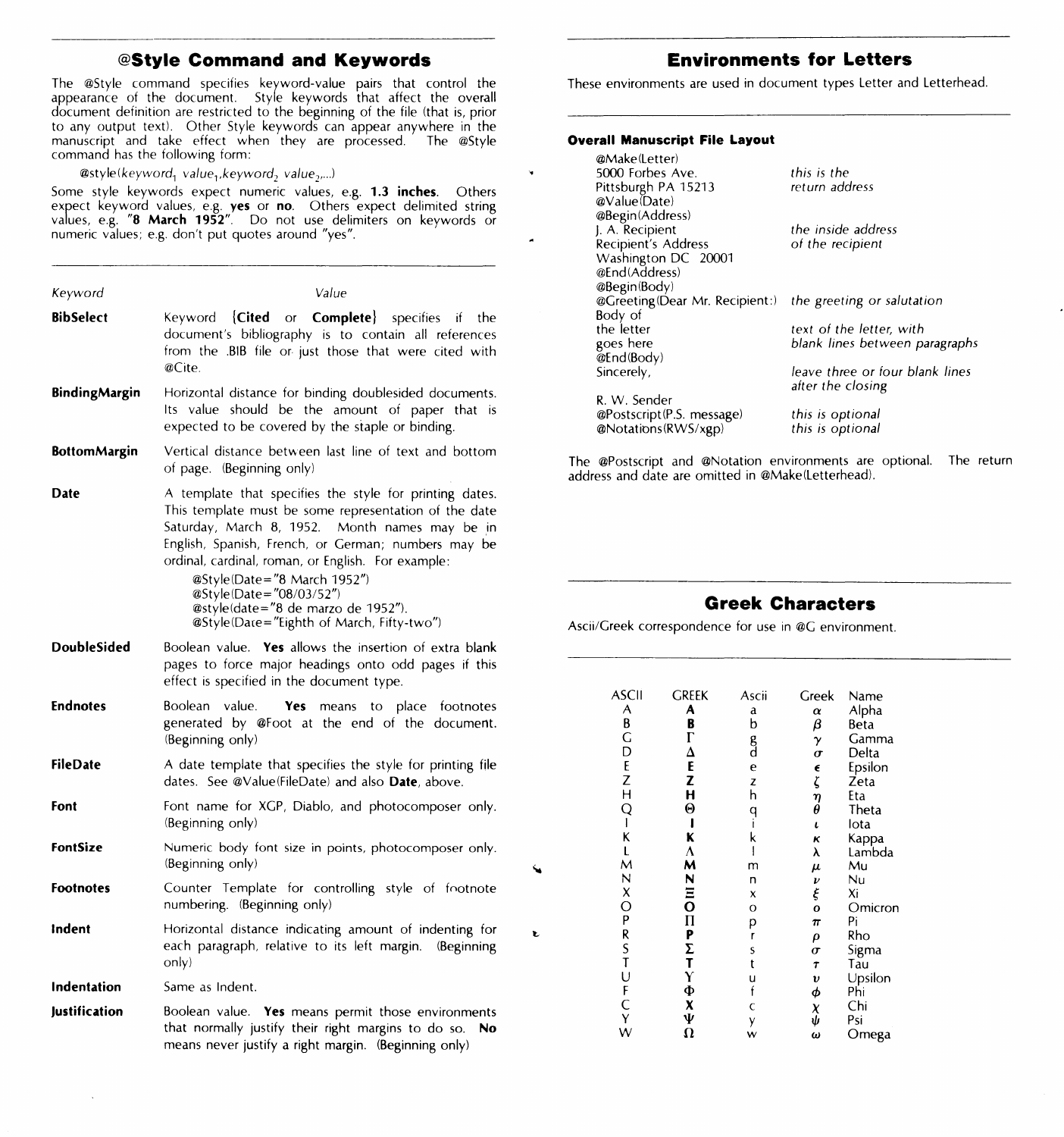## @Style Command and Keywords

The @Style command specifies keyword-value pairs that control the appearance of the document. Style keywords that affect the overall document definition are restricted to the beginning of the file (that is, prior to any output text). Other Style keywords can appear anywhere in the manuscript and take effect when they are processed. The @Style command has the following form:

@style(*keyword*$_1$ *value*$_1$,*keyword*$_2$ *value*$_2$,...)

Some style keywords expect numeric values, e.g. **1.3 inches**. Others expect keyword values, e.g. **yes** or **no**. Others expect delimited string values, e.g. "**8 March 1952**". Do not use delimiters on keywords or numeric values; e.g. don't put quotes around "yes".

| *Keyword* | *Value* |
|---|---|
| **BibSelect** | Keyword {**Cited** or **Complete**} specifies if the document's bibliography is to contain all references from the .BIB file or just those that were cited with @Cite. |
| **BindingMargin** | Horizontal distance for binding doublesided documents. Its value should be the amount of paper that is expected to be covered by the staple or binding. |
| **BottomMargin** | Vertical distance between last line of text and bottom of page. (Beginning only) |
| **Date** | A template that specifies the style for printing dates. This template must be some representation of the date Saturday, March 8, 1952. Month names may be in English, Spanish, French, or German; numbers may be ordinal, cardinal, roman, or English. For example: @Style(Date="8 March 1952") @Style(Date="08/03/52") @style(date="8 de marzo de 1952"). @Style(Date="Eighth of March, Fifty-two") |
| **DoubleSided** | Boolean value. **Yes** allows the insertion of extra blank pages to force major headings onto odd pages if this effect is specified in the document type. |
| **Endnotes** | Boolean value. **Yes** means to place footnotes generated by @Foot at the end of the document. (Beginning only) |
| **FileDate** | A date template that specifies the style for printing file dates. See @Value(FileDate) and also **Date**, above. |
| **Font** | Font name for XGP, Diablo, and photocomposer only. (Beginning only) |
| **FontSize** | Numeric body font size in points, photocomposer only. (Beginning only) |
| **Footnotes** | Counter Template for controlling style of footnote numbering. (Beginning only) |
| **Indent** | Horizontal distance indicating amount of indenting for each paragraph, relative to its left margin. (Beginning only) |
| **Indentation** | Same as Indent. |
| **Justification** | Boolean value. **Yes** means permit those environments that normally justify their right margins to do so. **No** means never justify a right margin. (Beginning only) |

## Environments for Letters

These environments are used in document types Letter and Letterhead.

#### Overall Manuscript File Layout

| | |
|---|---|
| @Make(Letter) | |
| 5000 Forbes Ave. | *this is the* |
| Pittsburgh PA 15213 | *return address* |
| @Value(Date) | |
| @Begin(Address) | |
| J. A. Recipient | *the inside address* |
| Recipient's Address | *of the recipient* |
| Washington DC 20001 | |
| @End(Address) | |
| @Begin(Body) | |
| @Greeting(Dear Mr. Recipient:) | *the greeting or salutation* |
| Body of | |
| the letter | *text of the letter, with* |
| goes here | *blank lines between paragraphs* |
| @End(Body) | |
| Sincerely, | *leave three or four blank lines after the closing* |
| R. W. Sender | |
| @Postscript(P.S. message) | *this is optional* |
| @Notations(RWS/xgp) | *this is optional* |

The @Postscript and @Notation environments are optional. The return address and date are omitted in @Make(Letterhead).

## Greek Characters

Ascii/Greek correspondence for use in @G environment.

| ASCII | GREEK | Ascii | Greek | Name |
|---|---|---|---|---|
| A | **A** | a | $\alpha$ | Alpha |
| B | **B** | b | $\beta$ | Beta |
| G | **Γ** | g | $\gamma$ | Gamma |
| D | **Δ** | d | $\sigma$ | Delta |
| E | **E** | e | $\epsilon$ | Epsilon |
| Z | **Z** | z | $\zeta$ | Zeta |
| H | **H** | h | $\eta$ | Eta |
| Q | **Θ** | q | $\theta$ | Theta |
| I | **I** | i | $\iota$ | Iota |
| K | **K** | k | $\kappa$ | Kappa |
| L | **Λ** | l | $\lambda$ | Lambda |
| M | **M** | m | $\mu$ | Mu |
| N | **N** | n | $\nu$ | Nu |
| X | **Ξ** | x | $\xi$ | Xi |
| O | **O** | o | $o$ | Omicron |
| P | **Π** | p | $\pi$ | Pi |
| R | **P** | r | $\rho$ | Rho |
| S | **Σ** | s | $\sigma$ | Sigma |
| T | **T** | t | $\tau$ | Tau |
| U | **Y** | u | $\upsilon$ | Upsilon |
| F | **Φ** | f | $\phi$ | Phi |
| C | **X** | c | $\chi$ | Chi |
| Y | **Ψ** | y | $\psi$ | Psi |
| W | **Ω** | w | $\omega$ | Omega |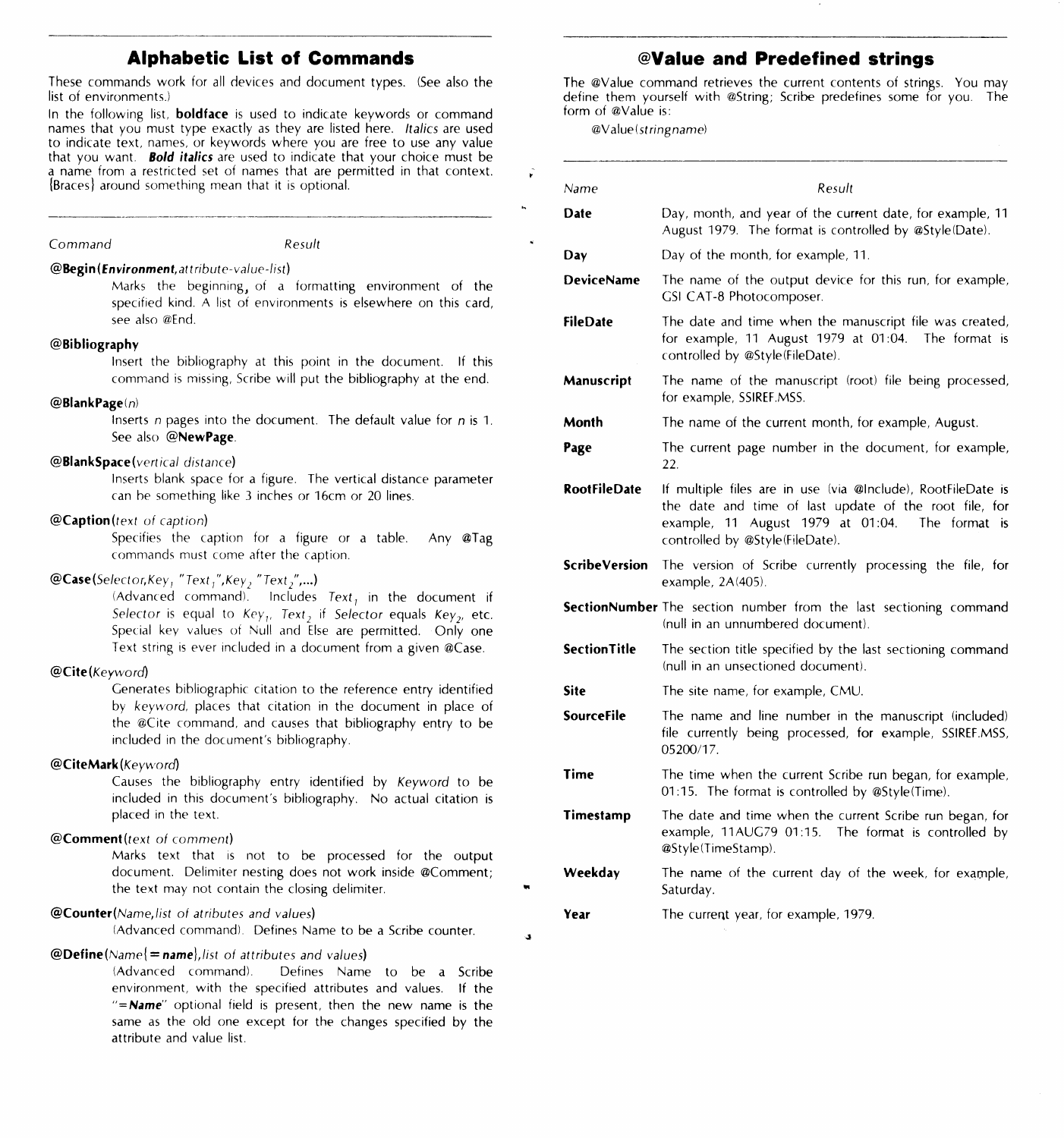## Alphabetic List of Commands

These commands work for all devices and document types. (See also the list of environments.)

In the following list, **boldface** is used to indicate keywords or command names that you must type exactly as they are listed here. *Italics* are used to indicate text, names, or keywords where you are free to use any value that you want. ***Bold italics*** are used to indicate that your choice must be a name from a restricted set of names that are permitted in that context. {Braces} around something mean that it is optional.

*Command* — *Result*

**@Begin(*Environment*,**_attribute-value-list_**)**
: Marks the beginning of a formatting environment of the specified kind. A list of environments is elsewhere on this card, see also @End.

**@Bibliography**
: Insert the bibliography at this point in the document. If this command is missing, Scribe will put the bibliography at the end.

**@BlankPage(**_n_**)**
: Inserts *n* pages into the document. The default value for *n* is 1. See also **@NewPage**.

**@BlankSpace(**_vertical distance_**)**
: Inserts blank space for a figure. The vertical distance parameter can be something like 3 inches or 16cm or 20 lines.

**@Caption(**_text of caption_**)**
: Specifies the caption for a figure or a table. Any @Tag commands must come after the caption.

**@Case(**_Selector_,_Key_$_1$ "_Text_$_1$",_Key_$_2$ "_Text_$_2$",...**)**
: (Advanced command). Includes *Text*$_1$ in the document if *Selector* is equal to *Key*$_1$, *Text*$_2$ if *Selector* equals *Key*$_2$, etc. Special key values of Null and Else are permitted. Only one Text string is ever included in a document from a given @Case.

**@Cite(**_Keyword_**)**
: Generates bibliographic citation to the reference entry identified by *keyword*, places that citation in the document in place of the @Cite command, and causes that bibliography entry to be included in the document's bibliography.

**@CiteMark(**_Keyword_**)**
: Causes the bibliography entry identified by *Keyword* to be included in this document's bibliography. No actual citation is placed in the text.

**@Comment(**_text of comment_**)**
: Marks text that is not to be processed for the output document. Delimiter nesting does not work inside @Comment; the text may not contain the closing delimiter.

**@Counter(**_Name_,_list of atributes and values_**)**
: (Advanced command). Defines Name to be a Scribe counter.

**@Define(**_Name_{**= *name***},_list of attributes and values_**)**
: (Advanced command). Defines Name to be a Scribe environment, with the specified attributes and values. If the "**=*Name***" optional field is present, then the new name is the same as the old one except for the changes specified by the attribute and value list.

## @Value and Predefined strings

The @Value command retrieves the current contents of strings. You may define them yourself with @String; Scribe predefines some for you. The form of @Value is:

@Value(*stringname*)

| *Name* | *Result* |
|---|---|
| **Date** | Day, month, and year of the current date, for example, 11 August 1979. The format is controlled by @Style(Date). |
| **Day** | Day of the month, for example, 11. |
| **DeviceName** | The name of the output device for this run, for example, GSI CAT-8 Photocomposer. |
| **FileDate** | The date and time when the manuscript file was created, for example, 11 August 1979 at 01:04. The format is controlled by @Style(FileDate). |
| **Manuscript** | The name of the manuscript (root) file being processed, for example, SSIREF.MSS. |
| **Month** | The name of the current month, for example, August. |
| **Page** | The current page number in the document, for example, 22. |
| **RootFileDate** | If multiple files are in use (via @Include), RootFileDate is the date and time of last update of the root file, for example, 11 August 1979 at 01:04. The format is controlled by @Style(FileDate). |
| **ScribeVersion** | The version of Scribe currently processing the file, for example, 2A(405). |
| **SectionNumber** | The section number from the last sectioning command (null in an unnumbered document). |
| **SectionTitle** | The section title specified by the last sectioning command (null in an unsectioned document). |
| **Site** | The site name, for example, CMU. |
| **SourceFile** | The name and line number in the manuscript (included) file currently being processed, for example, SSIREF.MSS, 05200/17. |
| **Time** | The time when the current Scribe run began, for example, 01:15. The format is controlled by @Style(Time). |
| **Timestamp** | The date and time when the current Scribe run began, for example, 11AUG79 01:15. The format is controlled by @Style(TimeStamp). |
| **Weekday** | The name of the current day of the week, for example, Saturday. |
| **Year** | The current year, for example, 1979. |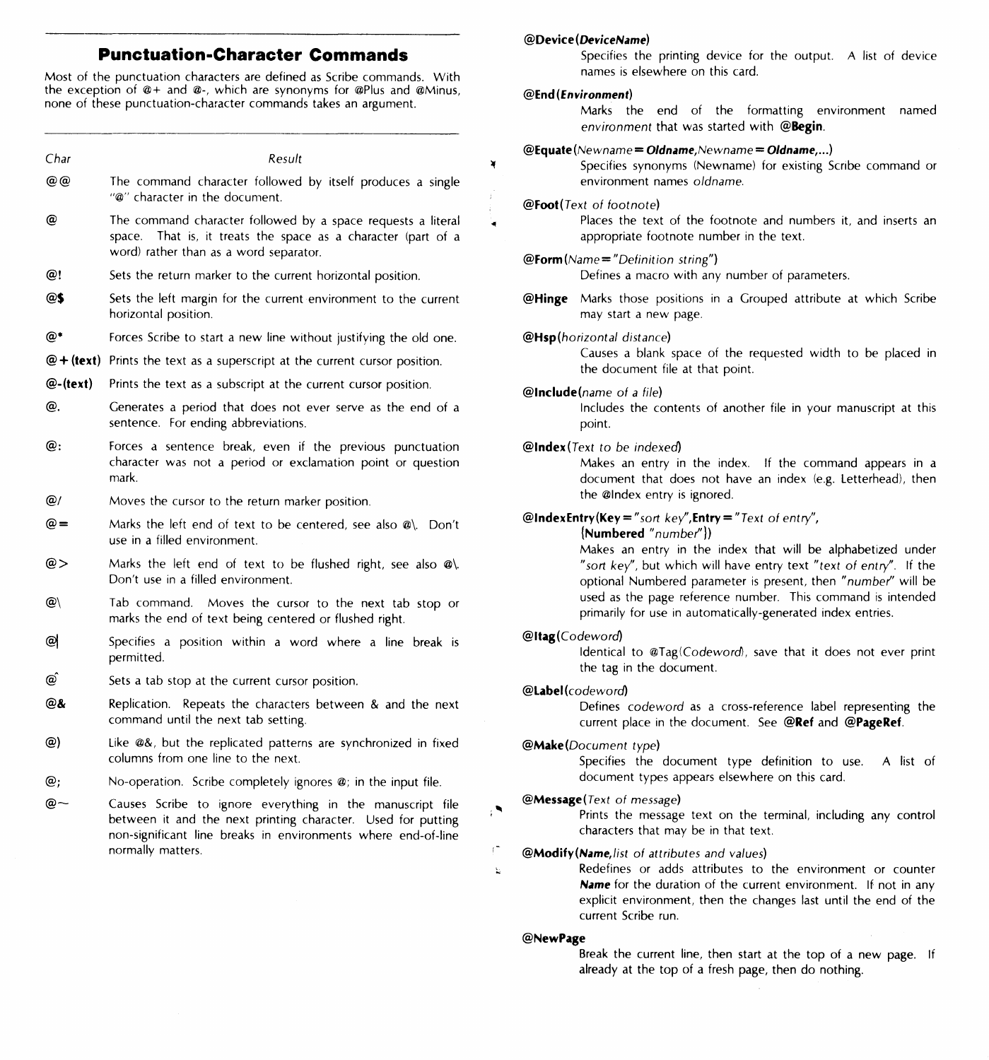## Punctuation-Character Commands

Most of the punctuation characters are defined as Scribe commands. With the exception of @+ and @-, which are synonyms for @Plus and @Minus, none of these punctuation-character commands takes an argument.

| *Char* | *Result* |
|---|---|
| @@ | The command character followed by itself produces a single "@" character in the document. |
| @ | The command character followed by a space requests a literal space. That is, it treats the space as a character (part of a word) rather than as a word separator. |
| @! | Sets the return marker to the current horizontal position. |
| @$ | Sets the left margin for the current environment to the current horizontal position. |
| @* | Forces Scribe to start a new line without justifying the old one. |
| **@+(text)** | Prints the text as a superscript at the current cursor position. |
| **@-(text)** | Prints the text as a subscript at the current cursor position. |
| @. | Generates a period that does not ever serve as the end of a sentence. For ending abbreviations. |
| @: | Forces a sentence break, even if the previous punctuation character was not a period or exclamation point or question mark. |
| @/ | Moves the cursor to the return marker position. |
| @= | Marks the left end of text to be centered, see also @\. Don't use in a filled environment. |
| @> | Marks the left end of text to be flushed right, see also @\. Don't use in a filled environment. |
| @\ | Tab command. Moves the cursor to the next tab stop or marks the end of text being centered or flushed right. |
| @\| | Specifies a position within a word where a line break is permitted. |
| @^ | Sets a tab stop at the current cursor position. |
| @& | Replication. Repeats the characters between & and the next command until the next tab setting. |
| @) | Like @&, but the replicated patterns are synchronized in fixed columns from one line to the next. |
| @; | No-operation. Scribe completely ignores @; in the input file. |
| @~ | Causes Scribe to ignore everything in the manuscript file between it and the next printing character. Used for putting non-significant line breaks in environments where end-of-line normally matters. |

**@Device(*DeviceName*)**
Specifies the printing device for the output. A list of device names is elsewhere on this card.

**@End(*Environment*)**
Marks the end of the formatting environment named *environment* that was started with **@Begin**.

**@Equate**(*Newname* = ***Oldname***,*Newname* = ***Oldname***,...)
Specifies synonyms (Newname) for existing Scribe command or environment names *oldname*.

**@Foot**(*Text of footnote*)
Places the text of the footnote and numbers it, and inserts an appropriate footnote number in the text.

**@Form**(*Name*= "*Definition string*")
Defines a macro with any number of parameters.

**@Hinge** Marks those positions in a Grouped attribute at which Scribe may start a new page.

**@Hsp**(*horizontal distance*)
Causes a blank space of the requested width to be placed in the document file at that point.

**@Include**(*name of a file*)
Includes the contents of another file in your manuscript at this point.

**@Index**(*Text to be indexed*)
Makes an entry in the index. If the command appears in a document that does not have an index (e.g. Letterhead), then the @Index entry is ignored.

**@IndexEntry(Key** = "*sort key*",**Entry** = "*Text of entry*", **{Numbered** "*number*"**})**
Makes an entry in the index that will be alphabetized under "*sort key*", but which will have entry text "*text of entry*". If the optional Numbered parameter is present, then "*number*" will be used as the page reference number. This command is intended primarily for use in automatically-generated index entries.

**@Itag**(*Codeword*)
Identical to @Tag(*Codeword*), save that it does not ever print the tag in the document.

**@Label**(*codeword*)
Defines *codeword* as a cross-reference label representing the current place in the document. See **@Ref** and **@PageRef**.

**@Make**(*Document type*)
Specifies the document type definition to use. A list of document types appears elsewhere on this card.

**@Message**(*Text of message*)
Prints the message text on the terminal, including any control characters that may be in that text.

**@Modify(*Name*,**_list of attributes and values_**)**
Redefines or adds attributes to the environment or counter ***Name*** for the duration of the current environment. If not in any explicit environment, then the changes last until the end of the current Scribe run.

**@NewPage**
Break the current line, then start at the top of a new page. If already at the top of a fresh page, then do nothing.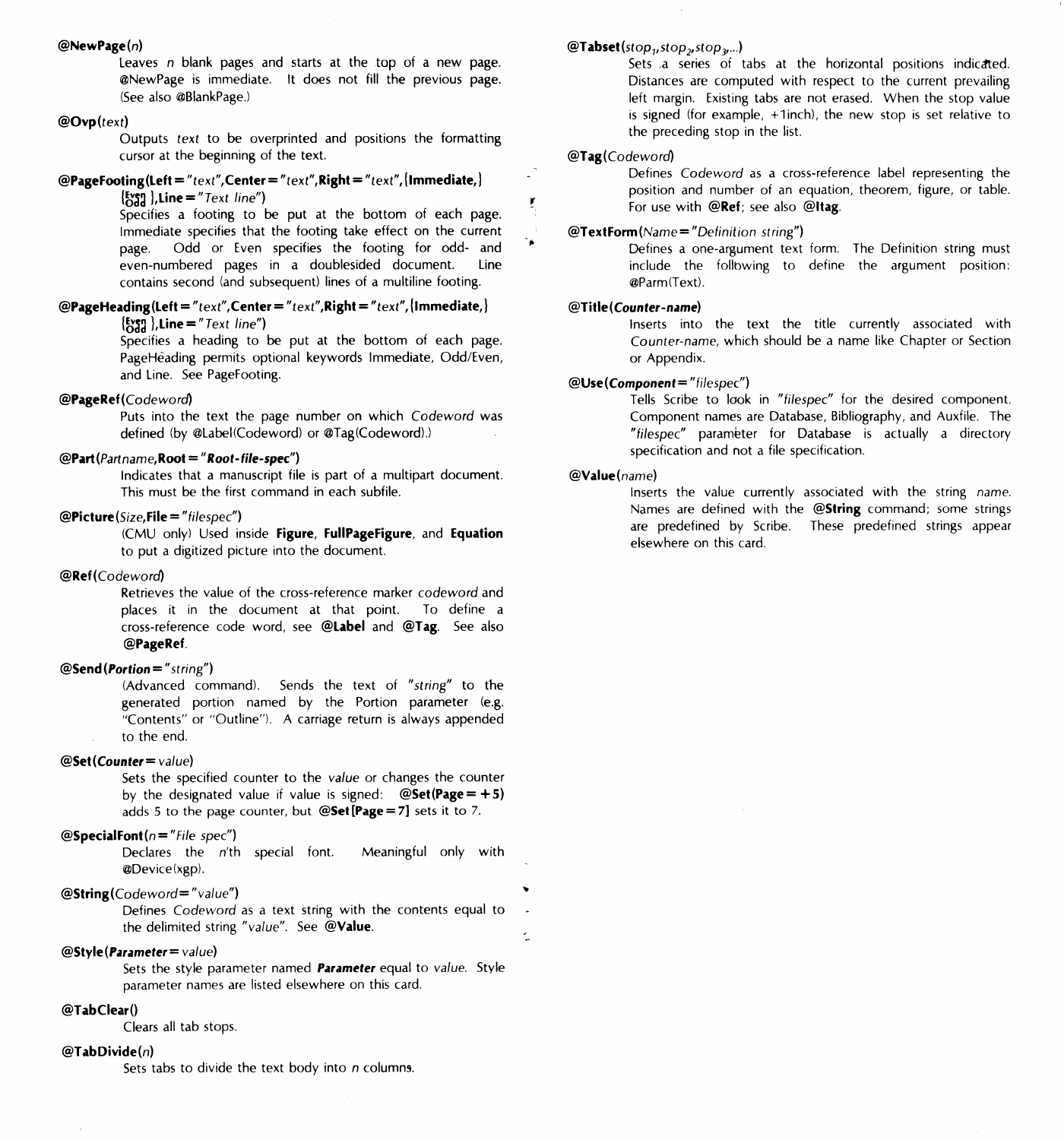**@NewPage**(*n*)

Leaves *n* blank pages and starts at the top of a new page. @NewPage is immediate. It does not fill the previous page. (See also @BlankPage.)

**@Ovp**(*text*)

Outputs *text* to be overprinted and positions the formatting cursor at the beginning of the text.

**@PageFooting(Left =** "*text*",**Center =** "*text*",**Right =** "*text*",**{Immediate,} {Even/Odd },Line =** "*Text line*")

Specifies a footing to be put at the bottom of each page. Immediate specifies that the footing take effect on the current page. Odd or Even specifies the footing for odd- and even-numbered pages in a doublesided document. Line contains second (and subsequent) lines of a multiline footing.

**@PageHeading(Left =** "*text*",**Center =** "*text*",**Right =** "*text*",**{Immediate,} {Even/Odd },Line =** "*Text line*")

Specifies a heading to be put at the bottom of each page. PageHeading permits optional keywords Immediate, Odd/Even, and Line. See PageFooting.

**@PageRef**(*Codeword*)

Puts into the text the page number on which *Codeword* was defined (by @Label(Codeword) or @Tag(Codeword).)

**@Part**(*Partname*,**Root =** "***Root-file-spec***")

Indicates that a manuscript file is part of a multipart document. This must be the first command in each subfile.

**@Picture**(*Size*,**File =** "*filespec*")

(CMU only) Used inside **Figure**, **FullPageFigure**, and **Equation** to put a digitized picture into the document.

**@Ref**(*Codeword*)

Retrieves the value of the cross-reference marker *codeword* and places it in the document at that point. To define a cross-reference code word, see **@Label** and **@Tag**. See also **@PageRef**.

**@Send**(***Portion*** = "*string*")

(Advanced command). Sends the text of "*string*" to the generated portion named by the Portion parameter (e.g. "Contents" or "Outline"). A carriage return is always appended to the end.

**@Set**(***Counter*** = *value*)

Sets the specified counter to the *value* or changes the counter by the designated value if value is signed: **@Set(Page = +5)** adds 5 to the page counter, but **@Set[Page = 7]** sets it to 7.

**@SpecialFont**(*n* = "*File spec*")

Declares the *n*'th special font. Meaningful only with @Device(xgp).

**@String**(*Codeword* = "*value*")

Defines *Codeword* as a text string with the contents equal to the delimited string "*value*". See **@Value**.

**@Style**(***Parameter*** = *value*)

Sets the style parameter named ***Parameter*** equal to *value*. Style parameter names are listed elsewhere on this card.

**@TabClear()**

Clears all tab stops.

**@TabDivide**(*n*)

Sets tabs to divide the text body into *n* columns.

**@Tabset**($stop_1$,$stop_2$,$stop_3$,...)

Sets a series of tabs at the horizontal positions indicated. Distances are computed with respect to the current prevailing left margin. Existing tabs are not erased. When the stop value is signed (for example, +1inch), the new stop is set relative to the preceding stop in the list.

**@Tag**(*Codeword*)

Defines *Codeword* as a cross-reference label representing the position and number of an equation, theorem, figure, or table. For use with **@Ref**; see also **@Itag**.

**@TextForm**(*Name* = "*Definition string*")

Defines a one-argument text form. The Definition string must include the following to define the argument position: @Parm(Text).

**@Title**(***Counter-name***)

Inserts into the text the title currently associated with *Counter-name*, which should be a name like Chapter or Section or Appendix.

**@Use**(***Component*** = "*filespec*")

Tells Scribe to look in "*filespec*" for the desired component. Component names are Database, Bibliography, and Auxfile. The "*filespec*" parameter for Database is actually a directory specification and not a file specification.

**@Value**(*name*)

Inserts the value currently associated with the string *name*. Names are defined with the **@String** command; some strings are predefined by Scribe. These predefined strings appear elsewhere on this card.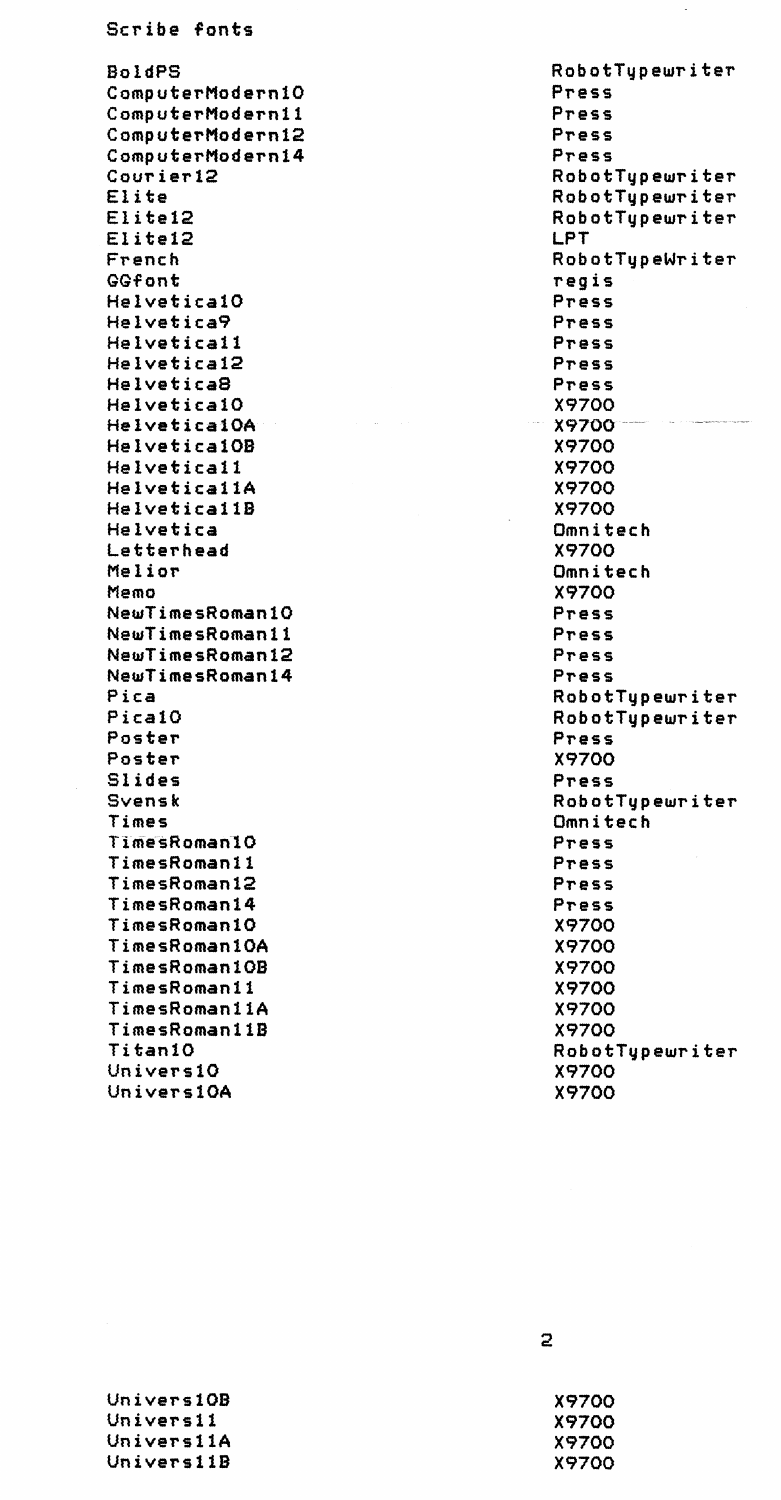Scribe fonts

| | |
|---|---|
| BoldPS | RobotTypewriter |
| ComputerModern10 | Press |
| ComputerModern11 | Press |
| ComputerModern12 | Press |
| ComputerModern14 | Press |
| Courier12 | RobotTypewriter |
| Elite | RobotTypewriter |
| Elite12 | RobotTypewriter |
| Elite12 | LPT |
| French | RobotTypeWriter |
| GGfont | regis |
| Helvetica10 | Press |
| Helvetica9 | Press |
| Helvetica11 | Press |
| Helvetica12 | Press |
| Helvetica8 | Press |
| Helvetica10 | X9700 |
| Helvetica10A | X9700 |
| Helvetica10B | X9700 |
| Helvetica11 | X9700 |
| Helvetica11A | X9700 |
| Helvetica11B | X9700 |
| Helvetica | Omnitech |
| Letterhead | X9700 |
| Melior | Omnitech |
| Memo | X9700 |
| NewTimesRoman10 | Press |
| NewTimesRoman11 | Press |
| NewTimesRoman12 | Press |
| NewTimesRoman14 | Press |
| Pica | RobotTypewriter |
| Pica10 | RobotTypewriter |
| Poster | Press |
| Poster | X9700 |
| Slides | Press |
| Svensk | RobotTypewriter |
| Times | Omnitech |
| TimesRoman10 | Press |
| TimesRoman11 | Press |
| TimesRoman12 | Press |
| TimesRoman14 | Press |
| TimesRoman10 | X9700 |
| TimesRoman10A | X9700 |
| TimesRoman10B | X9700 |
| TimesRoman11 | X9700 |
| TimesRoman11A | X9700 |
| TimesRoman11B | X9700 |
| Titan10 | RobotTypewriter |
| Univers10 | X9700 |
| Univers10A | X9700 |
| Univers10B | X9700 |
| Univers11 | X9700 |
| Univers11A | X9700 |
| Univers11B | X9700 |